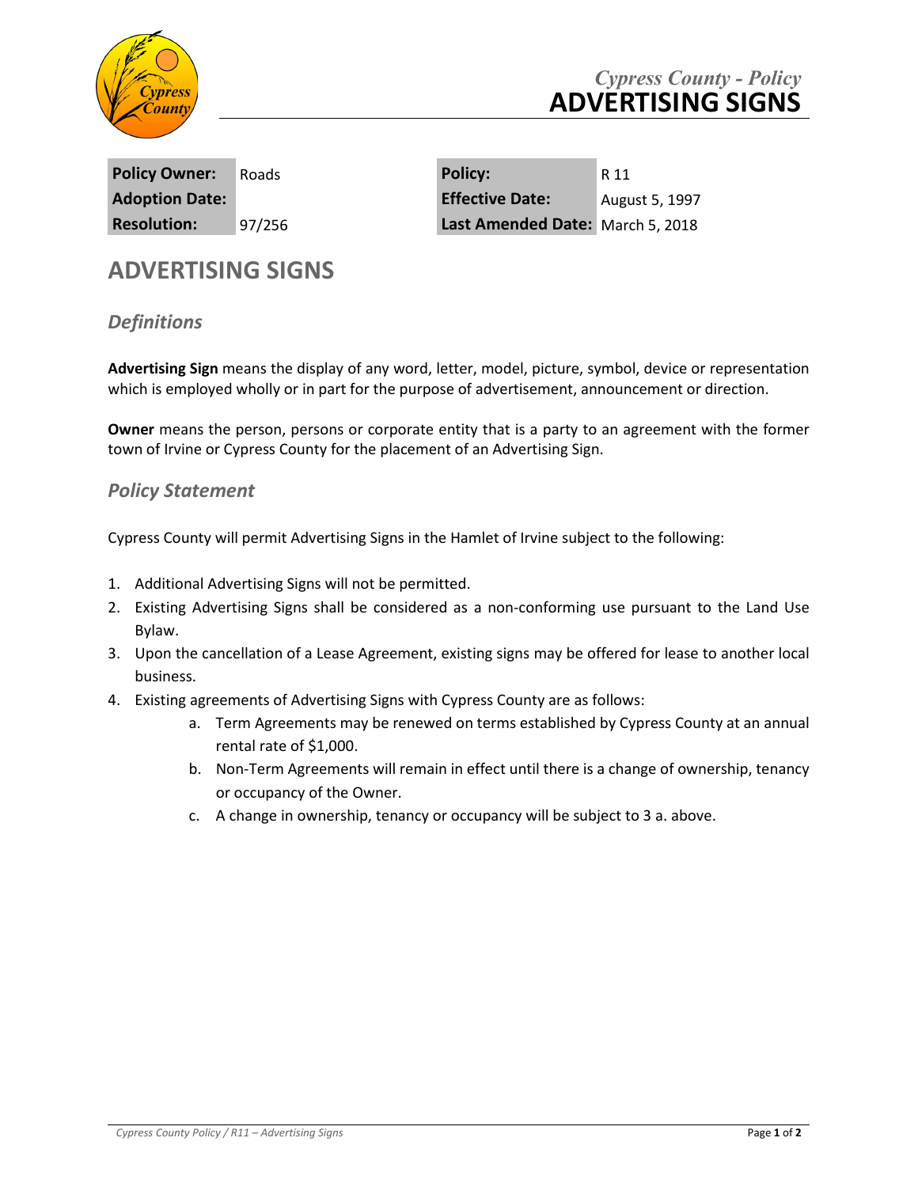*Cypress County - Policy*
# ADVERTISING SIGNS

| Policy Owner: | Roads | Policy: | R 11 |
|---|---|---|---|
| Adoption Date: | | Effective Date: | August 5, 1997 |
| Resolution: | 97/256 | Last Amended Date: | March 5, 2018 |

## ADVERTISING SIGNS

### *Definitions*

**Advertising Sign** means the display of any word, letter, model, picture, symbol, device or representation which is employed wholly or in part for the purpose of advertisement, announcement or direction.

**Owner** means the person, persons or corporate entity that is a party to an agreement with the former town of Irvine or Cypress County for the placement of an Advertising Sign.

### *Policy Statement*

Cypress County will permit Advertising Signs in the Hamlet of Irvine subject to the following:

1. Additional Advertising Signs will not be permitted.
2. Existing Advertising Signs shall be considered as a non-conforming use pursuant to the Land Use Bylaw.
3. Upon the cancellation of a Lease Agreement, existing signs may be offered for lease to another local business.
4. Existing agreements of Advertising Signs with Cypress County are as follows:
   a. Term Agreements may be renewed on terms established by Cypress County at an annual rental rate of $1,000.
   b. Non-Term Agreements will remain in effect until there is a change of ownership, tenancy or occupancy of the Owner.
   c. A change in ownership, tenancy or occupancy will be subject to 3 a. above.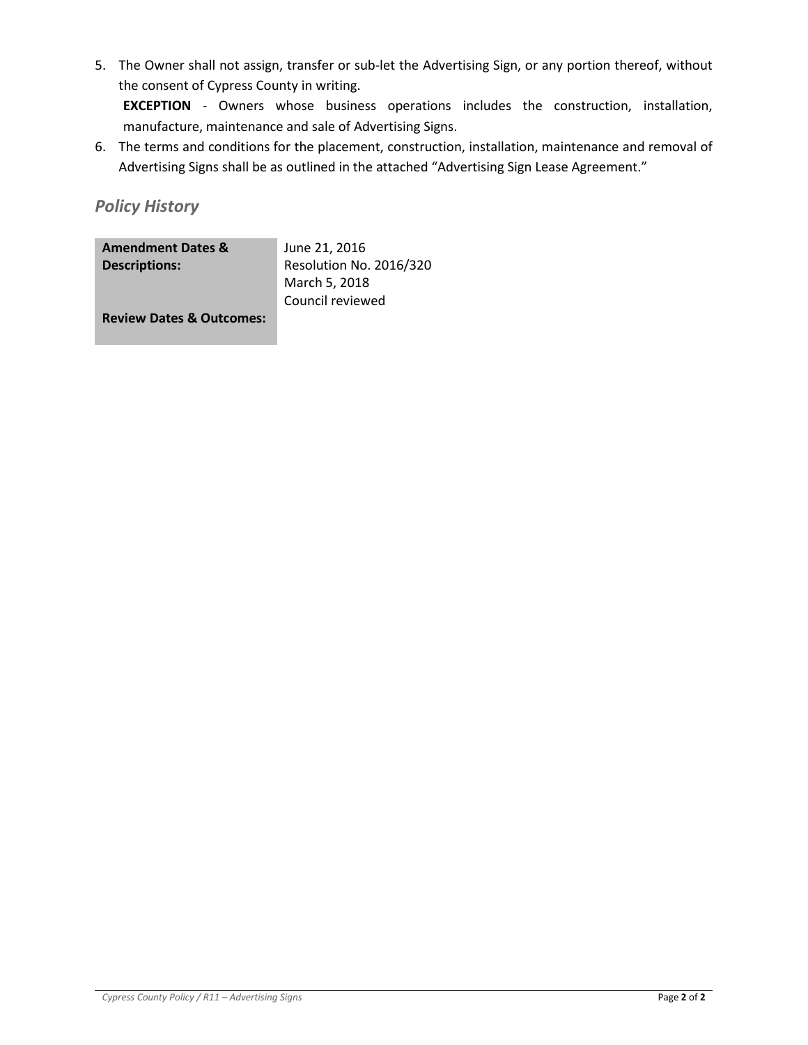5. The Owner shall not assign, transfer or sub-let the Advertising Sign, or any portion thereof, without the consent of Cypress County in writing.

   **EXCEPTION** - Owners whose business operations includes the construction, installation, manufacture, maintenance and sale of Advertising Signs.

6. The terms and conditions for the placement, construction, installation, maintenance and removal of Advertising Signs shall be as outlined in the attached "Advertising Sign Lease Agreement."

## *Policy History*

| | |
|---|---|
| **Amendment Dates & Descriptions:** | June 21, 2016<br>Resolution No. 2016/320<br>March 5, 2018<br>Council reviewed |
| **Review Dates & Outcomes:** | |